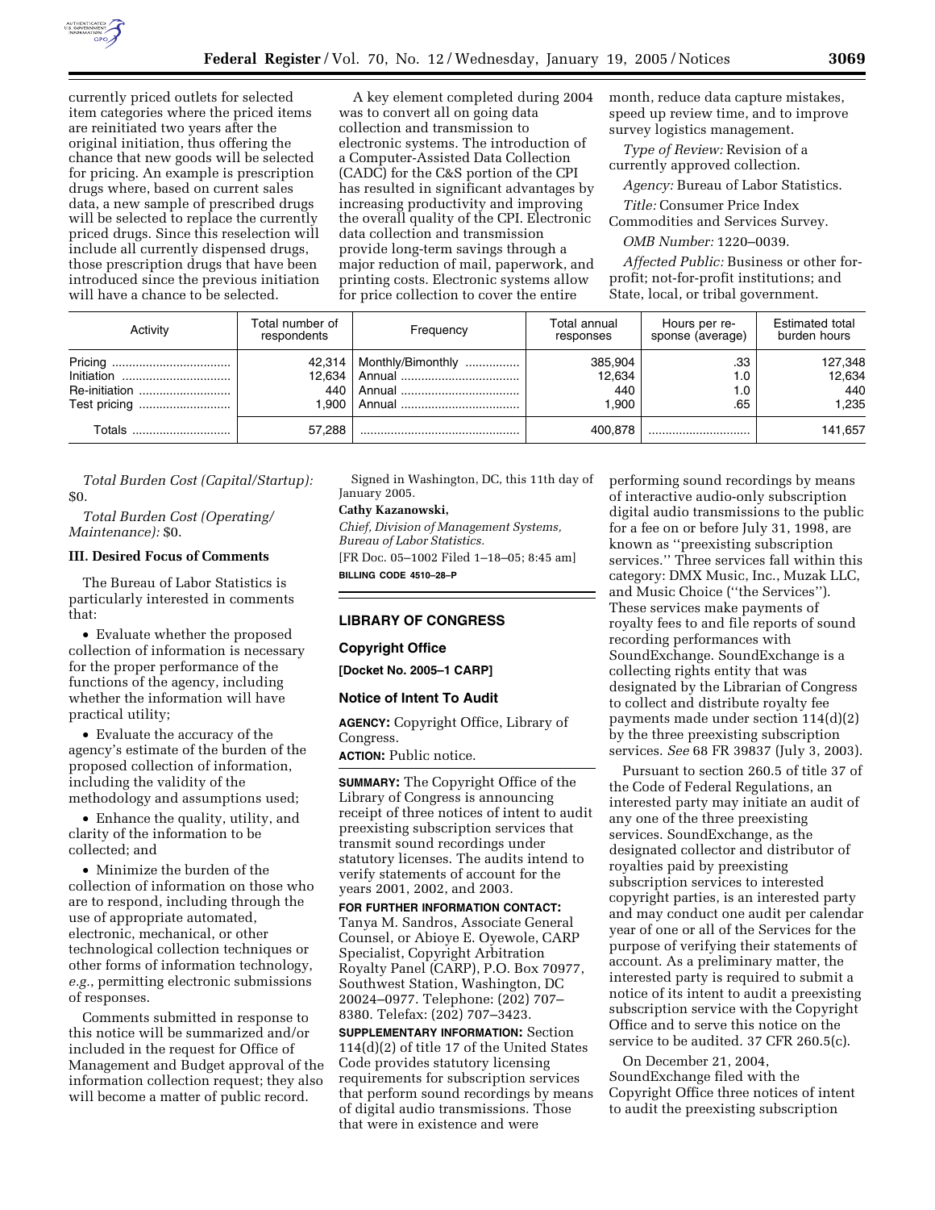currently priced outlets for selected item categories where the priced items are reinitiated two years after the original initiation, thus offering the chance that new goods will be selected for pricing. An example is prescription drugs where, based on current sales data, a new sample of prescribed drugs will be selected to replace the currently priced drugs. Since this reselection will include all currently dispensed drugs, those prescription drugs that have been introduced since the previous initiation will have a chance to be selected.

A key element completed during 2004 was to convert all on going data collection and transmission to electronic systems. The introduction of a Computer-Assisted Data Collection (CADC) for the C&S portion of the CPI has resulted in significant advantages by increasing productivity and improving the overall quality of the CPI. Electronic data collection and transmission provide long-term savings through a major reduction of mail, paperwork, and printing costs. Electronic systems allow for price collection to cover the entire month, reduce data capture mistakes, speed up review time, and to improve survey logistics management.

*Type of Review:* Revision of a currently approved collection.

*Agency:* Bureau of Labor Statistics.

*Title:* Consumer Price Index Commodities and Services Survey.

*OMB Number:* 1220–0039.

*Affected Public:* Business or other for-profit; not-for-profit institutions; and State, local, or tribal government.

| Activity | Total number of respondents | Frequency | Total annual responses | Hours per response (average) | Estimated total burden hours |
|---|---|---|---|---|---|
| Pricing | 42,314 | Monthly/Bimonthly | 385,904 | .33 | 127,348 |
| Initiation | 12,634 | Annual | 12,634 | 1.0 | 12,634 |
| Re-initiation | 440 | Annual | 440 | 1.0 | 440 |
| Test pricing | 1,900 | Annual | 1,900 | .65 | 1,235 |
| Totals | 57,288 | | 400,878 | | 141,657 |

*Total Burden Cost (Capital/Startup):* $0.

*Total Burden Cost (Operating/Maintenance):* $0.

### III. Desired Focus of Comments

The Bureau of Labor Statistics is particularly interested in comments that:

- Evaluate whether the proposed collection of information is necessary for the proper performance of the functions of the agency, including whether the information will have practical utility;
- Evaluate the accuracy of the agency's estimate of the burden of the proposed collection of information, including the validity of the methodology and assumptions used;
- Enhance the quality, utility, and clarity of the information to be collected; and
- Minimize the burden of the collection of information on those who are to respond, including through the use of appropriate automated, electronic, mechanical, or other technological collection techniques or other forms of information technology, *e.g.*, permitting electronic submissions of responses.

Comments submitted in response to this notice will be summarized and/or included in the request for Office of Management and Budget approval of the information collection request; they also will become a matter of public record.

Signed in Washington, DC, this 11th day of January 2005.

**Cathy Kazanowski,**

*Chief, Division of Management Systems, Bureau of Labor Statistics.*

[FR Doc. 05–1002 Filed 1–18–05; 8:45 am]

**BILLING CODE 4510–28–P**

## LIBRARY OF CONGRESS

### Copyright Office

**[Docket No. 2005–1 CARP]**

### Notice of Intent To Audit

**AGENCY:** Copyright Office, Library of Congress.

**ACTION:** Public notice.

**SUMMARY:** The Copyright Office of the Library of Congress is announcing receipt of three notices of intent to audit preexisting subscription services that transmit sound recordings under statutory licenses. The audits intend to verify statements of account for the years 2001, 2002, and 2003.

**FOR FURTHER INFORMATION CONTACT:** Tanya M. Sandros, Associate General Counsel, or Abioye E. Oyewole, CARP Specialist, Copyright Arbitration Royalty Panel (CARP), P.O. Box 70977, Southwest Station, Washington, DC 20024–0977. Telephone: (202) 707–8380. Telefax: (202) 707–3423.

**SUPPLEMENTARY INFORMATION:** Section 114(d)(2) of title 17 of the United States Code provides statutory licensing requirements for subscription services that perform sound recordings by means of digital audio transmissions. Those that were in existence and were performing sound recordings by means of interactive audio-only subscription digital audio transmissions to the public for a fee on or before July 31, 1998, are known as ''preexisting subscription services.'' Three services fall within this category: DMX Music, Inc., Muzak LLC, and Music Choice (''the Services''). These services make payments of royalty fees to and file reports of sound recording performances with SoundExchange. SoundExchange is a collecting rights entity that was designated by the Librarian of Congress to collect and distribute royalty fee payments made under section 114(d)(2) by the three preexisting subscription services. *See* 68 FR 39837 (July 3, 2003).

Pursuant to section 260.5 of title 37 of the Code of Federal Regulations, an interested party may initiate an audit of any one of the three preexisting services. SoundExchange, as the designated collector and distributor of royalties paid by preexisting subscription services to interested copyright parties, is an interested party and may conduct one audit per calendar year of one or all of the Services for the purpose of verifying their statements of account. As a preliminary matter, the interested party is required to submit a notice of its intent to audit a preexisting subscription service with the Copyright Office and to serve this notice on the service to be audited. 37 CFR 260.5(c).

On December 21, 2004, SoundExchange filed with the Copyright Office three notices of intent to audit the preexisting subscription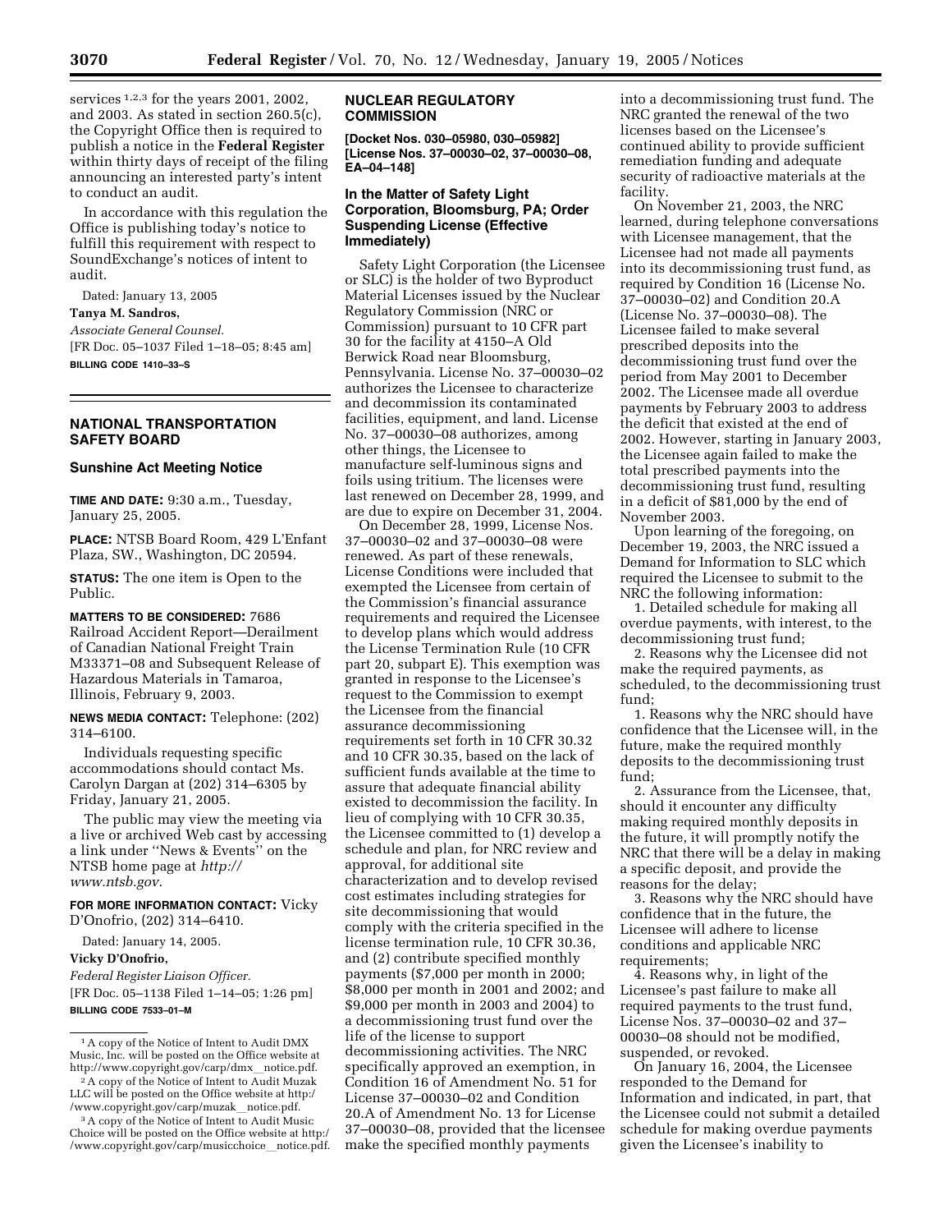services [1,2,3] for the years 2001, 2002, and 2003. As stated in section 260.5(c), the Copyright Office then is required to publish a notice in the **Federal Register** within thirty days of receipt of the filing announcing an interested party's intent to conduct an audit.

In accordance with this regulation the Office is publishing today's notice to fulfill this requirement with respect to SoundExchange's notices of intent to audit.

Dated: January 13, 2005

**Tanya M. Sandros,**

*Associate General Counsel.*

[FR Doc. 05–1037 Filed 1–18–05; 8:45 am]

**BILLING CODE 1410–33–S**

[1] A copy of the Notice of Intent to Audit DMX Music, Inc. will be posted on the Office website at http://www.copyright.gov/carp/dmx_notice.pdf.

[2] A copy of the Notice of Intent to Audit Muzak LLC will be posted on the Office website at http://www.copyright.gov/carp/muzak_notice.pdf.

[3] A copy of the Notice of Intent to Audit Music Choice will be posted on the Office website at http://www.copyright.gov/carp/musicchoice_notice.pdf.

## NATIONAL TRANSPORTATION SAFETY BOARD

### Sunshine Act Meeting Notice

**TIME AND DATE:** 9:30 a.m., Tuesday, January 25, 2005.

**PLACE:** NTSB Board Room, 429 L'Enfant Plaza, SW., Washington, DC 20594.

**STATUS:** The one item is Open to the Public.

**MATTERS TO BE CONSIDERED:** 7686 Railroad Accident Report—Derailment of Canadian National Freight Train M33371–08 and Subsequent Release of Hazardous Materials in Tamaroa, Illinois, February 9, 2003.

**NEWS MEDIA CONTACT:** Telephone: (202) 314–6100.

Individuals requesting specific accommodations should contact Ms. Carolyn Dargan at (202) 314–6305 by Friday, January 21, 2005.

The public may view the meeting via a live or archived Web cast by accessing a link under "News & Events" on the NTSB home page at *http://www.ntsb.gov*.

**FOR MORE INFORMATION CONTACT:** Vicky D'Onofrio, (202) 314–6410.

Dated: January 14, 2005.

**Vicky D'Onofrio,**

*Federal Register Liaison Officer.*

[FR Doc. 05–1138 Filed 1–14–05; 1:26 pm]

**BILLING CODE 7533–01–M**

## NUCLEAR REGULATORY COMMISSION

**[Docket Nos. 030–05980, 030–05982] [License Nos. 37–00030–02, 37–00030–08, EA–04–148]**

### In the Matter of Safety Light Corporation, Bloomsburg, PA; Order Suspending License (Effective Immediately)

Safety Light Corporation (the Licensee or SLC) is the holder of two Byproduct Material Licenses issued by the Nuclear Regulatory Commission (NRC or Commission) pursuant to 10 CFR part 30 for the facility at 4150–A Old Berwick Road near Bloomsburg, Pennsylvania. License No. 37–00030–02 authorizes the Licensee to characterize and decommission its contaminated facilities, equipment, and land. License No. 37–00030–08 authorizes, among other things, the Licensee to manufacture self-luminous signs and foils using tritium. The licenses were last renewed on December 28, 1999, and are due to expire on December 31, 2004.

On December 28, 1999, License Nos. 37–00030–02 and 37–00030–08 were renewed. As part of these renewals, License Conditions were included that exempted the Licensee from certain of the Commission's financial assurance requirements and required the Licensee to develop plans which would address the License Termination Rule (10 CFR part 20, subpart E). This exemption was granted in response to the Licensee's request to the Commission to exempt the Licensee from the financial assurance decommissioning requirements set forth in 10 CFR 30.32 and 10 CFR 30.35, based on the lack of sufficient funds available at the time to assure that adequate financial ability existed to decommission the facility. In lieu of complying with 10 CFR 30.35, the Licensee committed to (1) develop a schedule and plan, for NRC review and approval, for additional site characterization and to develop revised cost estimates including strategies for site decommissioning that would comply with the criteria specified in the license termination rule, 10 CFR 30.36, and (2) contribute specified monthly payments ($7,000 per month in 2000; $8,000 per month in 2001 and 2002; and $9,000 per month in 2003 and 2004) to a decommissioning trust fund over the life of the license to support decommissioning activities. The NRC specifically approved an exemption, in Condition 16 of Amendment No. 51 for License 37–00030–02 and Condition 20.A of Amendment No. 13 for License 37–00030–08, provided that the licensee make the specified monthly payments into a decommissioning trust fund. The NRC granted the renewal of the two licenses based on the Licensee's continued ability to provide sufficient remediation funding and adequate security of radioactive materials at the facility.

On November 21, 2003, the NRC learned, during telephone conversations with Licensee management, that the Licensee had not made all payments into its decommissioning trust fund, as required by Condition 16 (License No. 37–00030–02) and Condition 20.A (License No. 37–00030–08). The Licensee failed to make several prescribed deposits into the decommissioning trust fund over the period from May 2001 to December 2002. The Licensee made all overdue payments by February 2003 to address the deficit that existed at the end of 2002. However, starting in January 2003, the Licensee again failed to make the total prescribed payments into the decommissioning trust fund, resulting in a deficit of $81,000 by the end of November 2003.

Upon learning of the foregoing, on December 19, 2003, the NRC issued a Demand for Information to SLC which required the Licensee to submit to the NRC the following information:

1. Detailed schedule for making all overdue payments, with interest, to the decommissioning trust fund;
2. Reasons why the Licensee did not make the required payments, as scheduled, to the decommissioning trust fund;
1. Reasons why the NRC should have confidence that the Licensee will, in the future, make the required monthly deposits to the decommissioning trust fund;
2. Assurance from the Licensee, that, should it encounter any difficulty making required monthly deposits in the future, it will promptly notify the NRC that there will be a delay in making a specific deposit, and provide the reasons for the delay;
3. Reasons why the NRC should have confidence that in the future, the Licensee will adhere to license conditions and applicable NRC requirements;
4. Reasons why, in light of the Licensee's past failure to make all required payments to the trust fund, License Nos. 37–00030–02 and 37–00030–08 should not be modified, suspended, or revoked.

On January 16, 2004, the Licensee responded to the Demand for Information and indicated, in part, that the Licensee could not submit a detailed schedule for making overdue payments given the Licensee's inability to